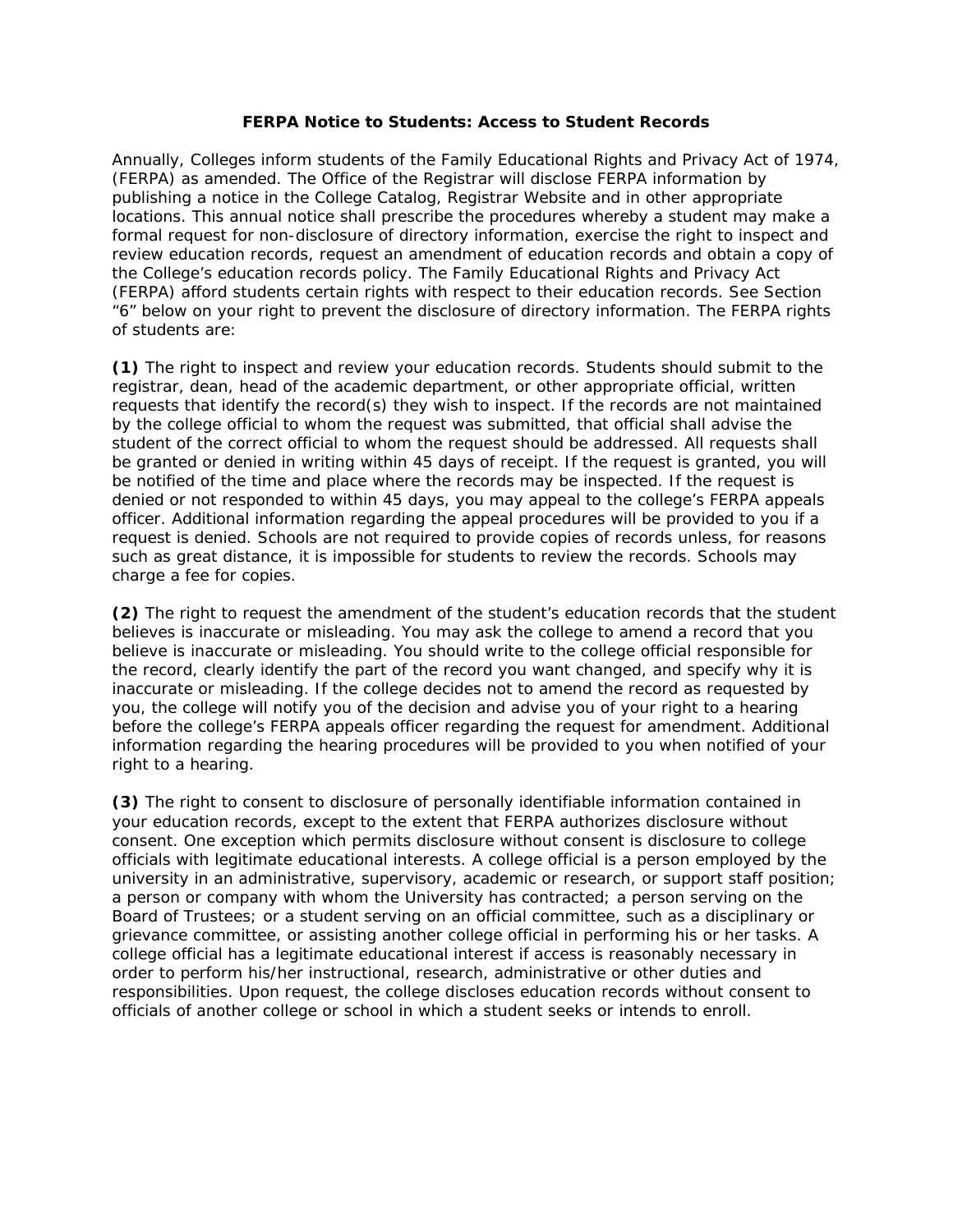# FERPA Notice to Students: Access to Student Records

Annually, Colleges inform students of the Family Educational Rights and Privacy Act of 1974, (FERPA) as amended. The Office of the Registrar will disclose FERPA information by publishing a notice in the College Catalog, Registrar Website and in other appropriate locations. This annual notice shall prescribe the procedures whereby a student may make a formal request for non-disclosure of directory information, exercise the right to inspect and review education records, request an amendment of education records and obtain a copy of the College's education records policy. The Family Educational Rights and Privacy Act (FERPA) afford students certain rights with respect to their education records. See Section "6" below on your right to prevent the disclosure of directory information. The FERPA rights of students are:

**(1)** The right to inspect and review your education records. Students should submit to the registrar, dean, head of the academic department, or other appropriate official, written requests that identify the record(s) they wish to inspect. If the records are not maintained by the college official to whom the request was submitted, that official shall advise the student of the correct official to whom the request should be addressed. All requests shall be granted or denied in writing within 45 days of receipt. If the request is granted, you will be notified of the time and place where the records may be inspected. If the request is denied or not responded to within 45 days, you may appeal to the college's FERPA appeals officer. Additional information regarding the appeal procedures will be provided to you if a request is denied. Schools are not required to provide copies of records unless, for reasons such as great distance, it is impossible for students to review the records. Schools may charge a fee for copies.

**(2)** The right to request the amendment of the student's education records that the student believes is inaccurate or misleading. You may ask the college to amend a record that you believe is inaccurate or misleading. You should write to the college official responsible for the record, clearly identify the part of the record you want changed, and specify why it is inaccurate or misleading. If the college decides not to amend the record as requested by you, the college will notify you of the decision and advise you of your right to a hearing before the college's FERPA appeals officer regarding the request for amendment. Additional information regarding the hearing procedures will be provided to you when notified of your right to a hearing.

**(3)** The right to consent to disclosure of personally identifiable information contained in your education records, except to the extent that FERPA authorizes disclosure without consent. One exception which permits disclosure without consent is disclosure to college officials with legitimate educational interests. A college official is a person employed by the university in an administrative, supervisory, academic or research, or support staff position; a person or company with whom the University has contracted; a person serving on the Board of Trustees; or a student serving on an official committee, such as a disciplinary or grievance committee, or assisting another college official in performing his or her tasks. A college official has a legitimate educational interest if access is reasonably necessary in order to perform his/her instructional, research, administrative or other duties and responsibilities. Upon request, the college discloses education records without consent to officials of another college or school in which a student seeks or intends to enroll.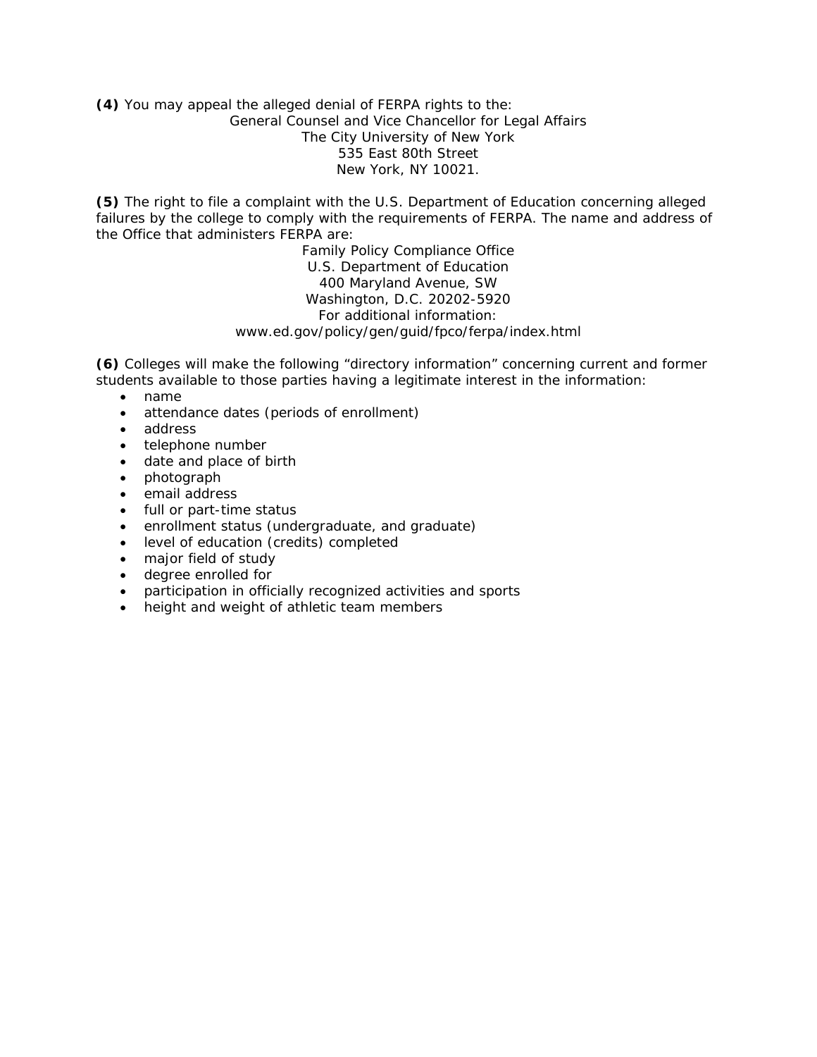**(4)** You may appeal the alleged denial of FERPA rights to the:

General Counsel and Vice Chancellor for Legal Affairs
The City University of New York
535 East 80th Street
New York, NY 10021.

**(5)** The right to file a complaint with the U.S. Department of Education concerning alleged failures by the college to comply with the requirements of FERPA. The name and address of the Office that administers FERPA are:

Family Policy Compliance Office
U.S. Department of Education
400 Maryland Avenue, SW
Washington, D.C. 20202-5920
For additional information:
www.ed.gov/policy/gen/guid/fpco/ferpa/index.html

**(6)** Colleges will make the following "directory information" concerning current and former students available to those parties having a legitimate interest in the information:

- name
- attendance dates (periods of enrollment)
- address
- telephone number
- date and place of birth
- photograph
- email address
- full or part-time status
- enrollment status (undergraduate, and graduate)
- level of education (credits) completed
- major field of study
- degree enrolled for
- participation in officially recognized activities and sports
- height and weight of athletic team members